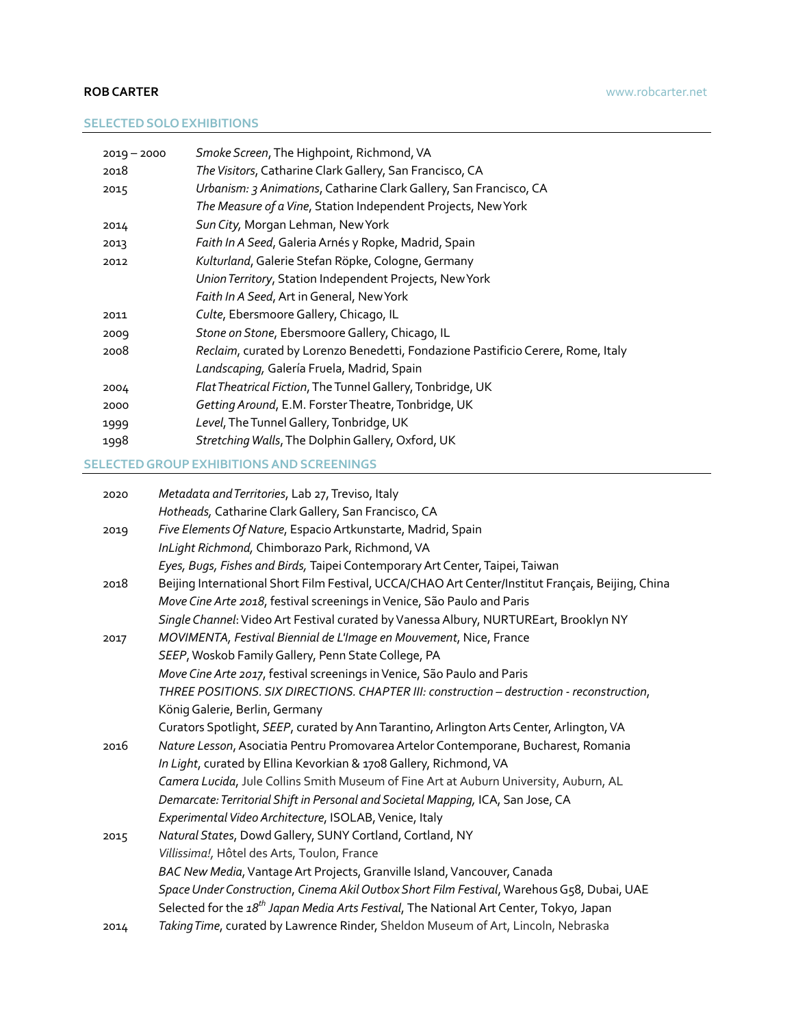**ROB CARTER** www.robcarter.net

## SELECTED SOLO EXHIBITIONS

| | |
|---|---|
| 2019 – 2000 | *Smoke Screen*, The Highpoint, Richmond, VA |
| 2018 | *The Visitors*, Catharine Clark Gallery, San Francisco, CA |
| 2015 | *Urbanism: 3 Animations*, Catharine Clark Gallery, San Francisco, CA |
| | *The Measure of a Vine*, Station Independent Projects, New York |
| 2014 | *Sun City,* Morgan Lehman, New York |
| 2013 | *Faith In A Seed*, Galeria Arnés y Ropke, Madrid, Spain |
| 2012 | *Kulturland*, Galerie Stefan Röpke, Cologne, Germany |
| | *Union Territory*, Station Independent Projects, New York |
| | *Faith In A Seed*, Art in General, New York |
| 2011 | *Culte*, Ebersmoore Gallery, Chicago, IL |
| 2009 | *Stone on Stone*, Ebersmoore Gallery, Chicago, IL |
| 2008 | *Reclaim*, curated by Lorenzo Benedetti, Fondazione Pastificio Cerere, Rome, Italy |
| | *Landscaping,* Galería Fruela, Madrid, Spain |
| 2004 | *Flat Theatrical Fiction*, The Tunnel Gallery, Tonbridge, UK |
| 2000 | *Getting Around*, E.M. Forster Theatre, Tonbridge, UK |
| 1999 | *Level*, The Tunnel Gallery, Tonbridge, UK |
| 1998 | *Stretching Walls*, The Dolphin Gallery, Oxford, UK |

## SELECTED GROUP EXHIBITIONS AND SCREENINGS

| | |
|---|---|
| 2020 | *Metadata and Territories*, Lab 27, Treviso, Italy |
| | *Hotheads,* Catharine Clark Gallery, San Francisco, CA |
| 2019 | *Five Elements Of Nature*, Espacio Artkunstarte, Madrid, Spain |
| | *InLight Richmond,* Chimborazo Park, Richmond, VA |
| | *Eyes, Bugs, Fishes and Birds,* Taipei Contemporary Art Center, Taipei, Taiwan |
| 2018 | Beijing International Short Film Festival, UCCA/CHAO Art Center/Institut Français, Beijing, China |
| | *Move Cine Arte 2018*, festival screenings in Venice, São Paulo and Paris |
| | *Single Channel*: Video Art Festival curated by Vanessa Albury, NURTUREart, Brooklyn NY |
| 2017 | *MOVIMENTA, Festival Biennial de L'Image en Mouvement*, Nice, France |
| | *SEEP*, Woskob Family Gallery, Penn State College, PA |
| | *Move Cine Arte 2017*, festival screenings in Venice, São Paulo and Paris |
| | *THREE POSITIONS. SIX DIRECTIONS. CHAPTER III: construction – destruction - reconstruction*, König Galerie, Berlin, Germany |
| | Curators Spotlight, *SEEP*, curated by Ann Tarantino, Arlington Arts Center, Arlington, VA |
| 2016 | *Nature Lesson*, Asociatia Pentru Promovarea Artelor Contemporane, Bucharest, Romania |
| | *In Light*, curated by Ellina Kevorkian & 1708 Gallery, Richmond, VA |
| | *Camera Lucida*, Jule Collins Smith Museum of Fine Art at Auburn University, Auburn, AL |
| | *Demarcate: Territorial Shift in Personal and Societal Mapping,* ICA, San Jose, CA |
| | *Experimental Video Architecture*, ISOLAB, Venice, Italy |
| 2015 | *Natural States*, Dowd Gallery, SUNY Cortland, Cortland, NY |
| | *Villissima!,* Hôtel des Arts, Toulon, France |
| | *BAC New Media*, Vantage Art Projects, Granville Island, Vancouver, Canada |
| | *Space Under Construction*, *Cinema Akil Outbox Short Film Festival*, Warehous G58, Dubai, UAE |
| | Selected for the *18th Japan Media Arts Festival*, The National Art Center, Tokyo, Japan |
| 2014 | *Taking Time*, curated by Lawrence Rinder, Sheldon Museum of Art, Lincoln, Nebraska |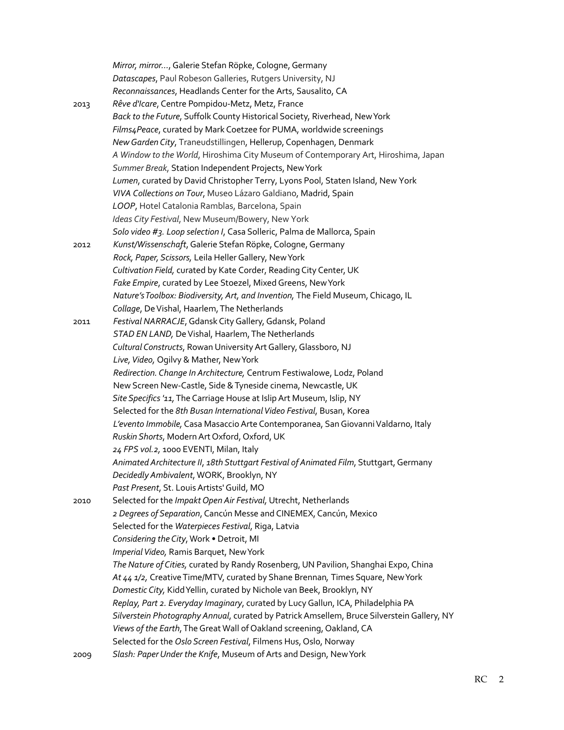*Mirror, mirror…*, Galerie Stefan Röpke, Cologne, Germany
*Datascapes*, Paul Robeson Galleries, Rutgers University, NJ
*Reconnaissances*, Headlands Center for the Arts, Sausalito, CA

2013 *Rêve d'Icare*, Centre Pompidou-Metz, Metz, France
*Back to the Future*, Suffolk County Historical Society, Riverhead, New York
*Films4Peace*, curated by Mark Coetzee for PUMA, worldwide screenings
*New Garden City*, Traneudstillingen, Hellerup, Copenhagen, Denmark
*A Window to the World*, Hiroshima City Museum of Contemporary Art, Hiroshima, Japan
*Summer Break*, Station Independent Projects, New York
*Lumen*, curated by David Christopher Terry, Lyons Pool, Staten Island, New York
*VIVA Collections on Tour*, Museo Lázaro Galdiano, Madrid, Spain
*LOOP*, Hotel Catalonia Ramblas, Barcelona, Spain
*Ideas City Festival*, New Museum/Bowery, New York
*Solo video #3. Loop selection I*, Casa Solleric, Palma de Mallorca, Spain

2012 *Kunst/Wissenschaft*, Galerie Stefan Röpke, Cologne, Germany
*Rock, Paper, Scissors,* Leila Heller Gallery, New York
*Cultivation Field,* curated by Kate Corder, Reading City Center, UK
*Fake Empire*, curated by Lee Stoezel, Mixed Greens, New York
*Nature's Toolbox: Biodiversity, Art, and Invention,* The Field Museum, Chicago, IL
*Collage*, De Vishal, Haarlem, The Netherlands

2011 *Festival NARRACJE*, Gdansk City Gallery, Gdansk, Poland
*STAD EN LAND,* De Vishal, Haarlem, The Netherlands
*Cultural Constructs*, Rowan University Art Gallery, Glassboro, NJ
*Live, Video,* Ogilvy & Mather, New York
*Redirection. Change In Architecture,* Centrum Festiwalowe, Lodz, Poland
New Screen New-Castle, Side & Tyneside cinema, Newcastle, UK
*Site Specifics '11,* The Carriage House at Islip Art Museum, Islip, NY
Selected for the *8th Busan International Video Festival*, Busan, Korea
*L'evento Immobile,* Casa Masaccio Arte Contemporanea, San Giovanni Valdarno, Italy
*Ruskin Shorts*, Modern Art Oxford, Oxford, UK
*24 FPS vol.2,* 1000 EVENTI, Milan, Italy
*Animated Architecture II*, *18th Stuttgart Festival of Animated Film*, Stuttgart, Germany
*Decidedly Ambivalent*, WORK, Brooklyn, NY
*Past Present*, St. Louis Artists' Guild, MO

2010 Selected for the *Impakt Open Air Festival,* Utrecht, Netherlands
*2 Degrees of Separation*, Cancún Messe and CINEMEX, Cancún, Mexico
Selected for the *Waterpieces Festival*, Riga, Latvia
*Considering the City*, Work • Detroit, MI
*Imperial Video,* Ramis Barquet, New York
*The Nature of Cities,* curated by Randy Rosenberg, UN Pavilion, Shanghai Expo, China
*At 44 1/2,* Creative Time/MTV, curated by Shane Brennan*,* Times Square, New York
*Domestic City,* Kidd Yellin, curated by Nichole van Beek, Brooklyn, NY
*Replay, Part 2. Everyday Imaginary*, curated by Lucy Gallun, ICA, Philadelphia PA
*Silverstein Photography Annual*, curated by Patrick Amsellem, Bruce Silverstein Gallery, NY
*Views of the Earth*, The Great Wall of Oakland screening, Oakland, CA
Selected for the *Oslo Screen Festival*, Filmens Hus, Oslo, Norway

2009 *Slash: Paper Under the Knife*, Museum of Arts and Design, New York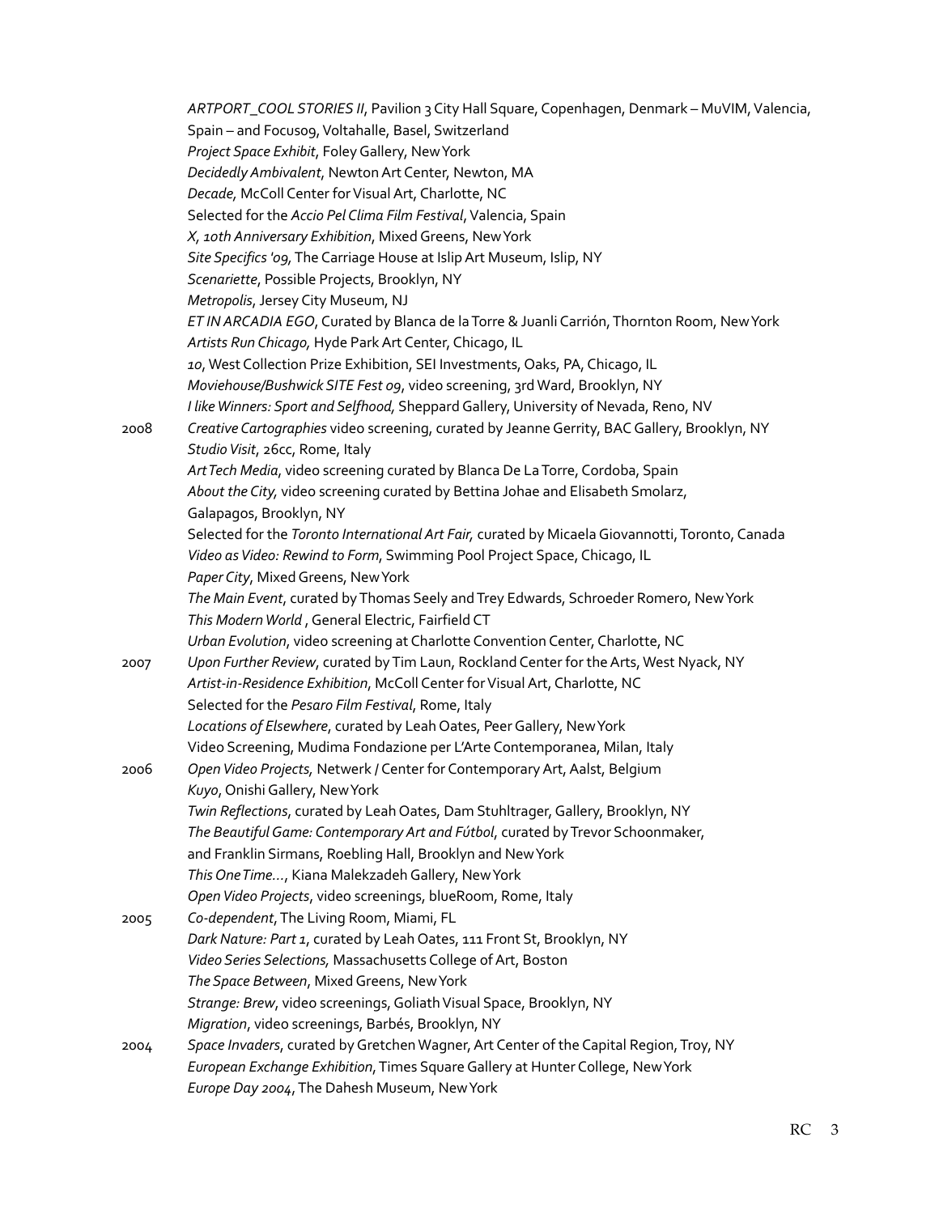*ARTPORT_COOL STORIES II*, Pavilion 3 City Hall Square, Copenhagen, Denmark – MuVIM, Valencia, Spain – and Focus09, Voltahalle, Basel, Switzerland
*Project Space Exhibit*, Foley Gallery, New York
*Decidedly Ambivalent*, Newton Art Center, Newton, MA
*Decade,* McColl Center for Visual Art, Charlotte, NC
Selected for the *Accio Pel Clima Film Festival*, Valencia, Spain
*X, 10th Anniversary Exhibition*, Mixed Greens, New York
*Site Specifics '09*, The Carriage House at Islip Art Museum, Islip, NY
*Scenariette*, Possible Projects, Brooklyn, NY
*Metropolis*, Jersey City Museum, NJ
*ET IN ARCADIA EGO*, Curated by Blanca de la Torre & Juanli Carrión, Thornton Room, New York
*Artists Run Chicago,* Hyde Park Art Center, Chicago, IL
*10*, West Collection Prize Exhibition, SEI Investments, Oaks, PA, Chicago, IL
*Moviehouse/Bushwick SITE Fest 09*, video screening, 3rd Ward, Brooklyn, NY
*I like Winners: Sport and Selfhood,* Sheppard Gallery, University of Nevada, Reno, NV

2008 *Creative Cartographies* video screening, curated by Jeanne Gerrity, BAC Gallery, Brooklyn, NY
*Studio Visit*, 26cc, Rome, Italy
*Art Tech Media*, video screening curated by Blanca De La Torre, Cordoba, Spain
*About the City,* video screening curated by Bettina Johae and Elisabeth Smolarz, Galapagos, Brooklyn, NY
Selected for the *Toronto International Art Fair,* curated by Micaela Giovannotti, Toronto, Canada
*Video as Video: Rewind to Form*, Swimming Pool Project Space, Chicago, IL
*Paper City*, Mixed Greens, New York
*The Main Event*, curated by Thomas Seely and Trey Edwards, Schroeder Romero, New York
*This Modern World* , General Electric, Fairfield CT
*Urban Evolution*, video screening at Charlotte Convention Center, Charlotte, NC

2007 *Upon Further Review*, curated by Tim Laun, Rockland Center for the Arts, West Nyack, NY
*Artist-in-Residence Exhibition*, McColl Center for Visual Art, Charlotte, NC
Selected for the *Pesaro Film Festival*, Rome, Italy
*Locations of Elsewhere*, curated by Leah Oates, Peer Gallery, New York
Video Screening, Mudima Fondazione per L'Arte Contemporanea, Milan, Italy

2006 *Open Video Projects,* Netwerk / Center for Contemporary Art, Aalst, Belgium
*Kuyo*, Onishi Gallery, New York
*Twin Reflections*, curated by Leah Oates, Dam Stuhltrager, Gallery, Brooklyn, NY
*The Beautiful Game: Contemporary Art and Fútbol*, curated by Trevor Schoonmaker, and Franklin Sirmans, Roebling Hall, Brooklyn and New York
*This One Time…*, Kiana Malekzadeh Gallery, New York
*Open Video Projects*, video screenings, blueRoom, Rome, Italy

2005 *Co-dependent*, The Living Room, Miami, FL
*Dark Nature: Part 1*, curated by Leah Oates, 111 Front St, Brooklyn, NY
*Video Series Selections,* Massachusetts College of Art, Boston
*The Space Between*, Mixed Greens, New York
*Strange: Brew*, video screenings, Goliath Visual Space, Brooklyn, NY
*Migration*, video screenings, Barbés, Brooklyn, NY

2004 *Space Invaders*, curated by Gretchen Wagner, Art Center of the Capital Region, Troy, NY
*European Exchange Exhibition*, Times Square Gallery at Hunter College, New York
*Europe Day 2004*, The Dahesh Museum, New York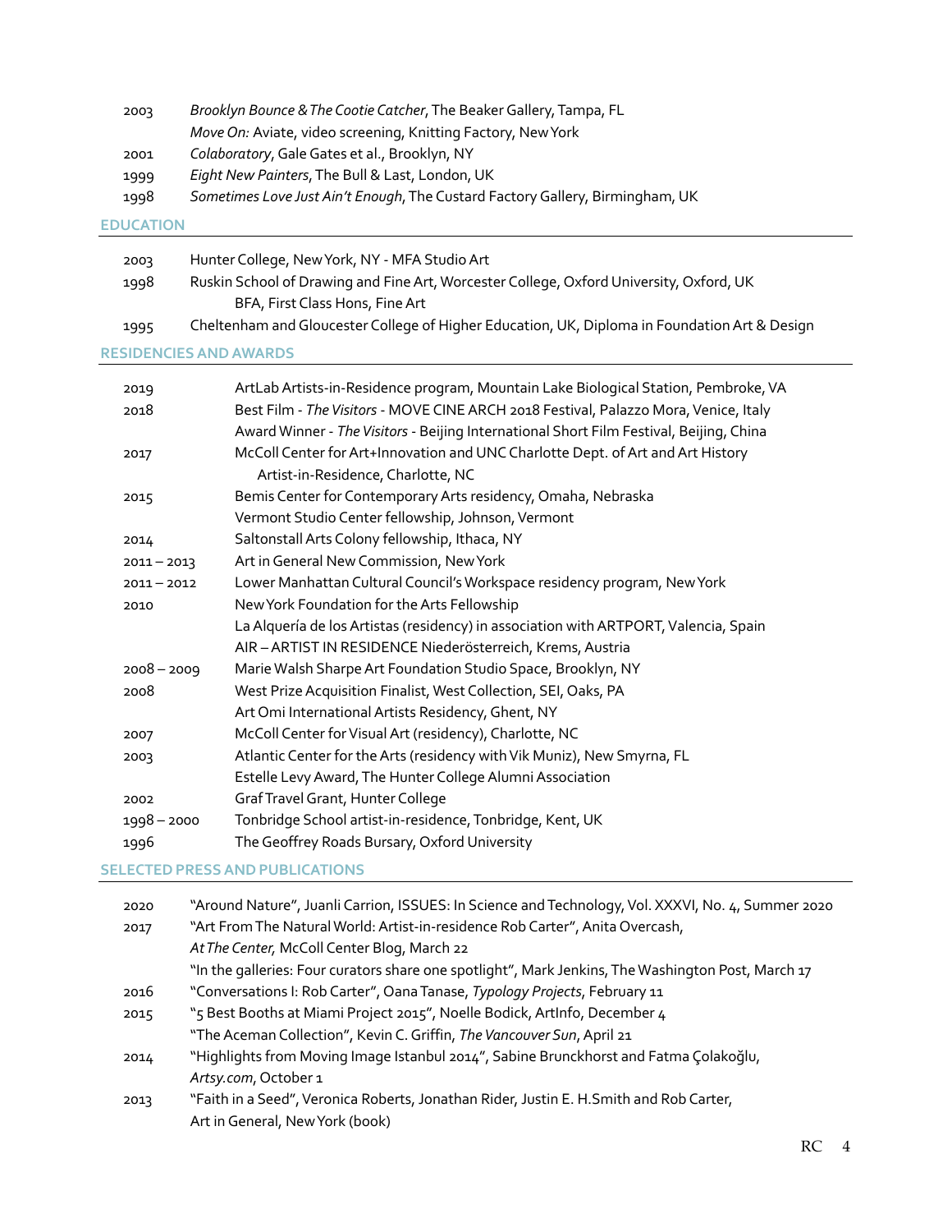| | |
|---|---|
| 2003 | *Brooklyn Bounce & The Cootie Catcher*, The Beaker Gallery, Tampa, FL |
| | *Move On:* Aviate, video screening, Knitting Factory, New York |
| 2001 | *Colaboratory*, Gale Gates et al., Brooklyn, NY |
| 1999 | *Eight New Painters*, The Bull & Last, London, UK |
| 1998 | *Sometimes Love Just Ain't Enough*, The Custard Factory Gallery, Birmingham, UK |

## EDUCATION

| | |
|---|---|
| 2003 | Hunter College, New York, NY - MFA Studio Art |
| 1998 | Ruskin School of Drawing and Fine Art, Worcester College, Oxford University, Oxford, UK<br>BFA, First Class Hons, Fine Art |
| 1995 | Cheltenham and Gloucester College of Higher Education, UK, Diploma in Foundation Art & Design |

## RESIDENCIES AND AWARDS

| | |
|---|---|
| 2019 | ArtLab Artists-in-Residence program, Mountain Lake Biological Station, Pembroke, VA |
| 2018 | Best Film - *The Visitors* - MOVE CINE ARCH 2018 Festival, Palazzo Mora, Venice, Italy |
| | Award Winner - *The Visitors* - Beijing International Short Film Festival, Beijing, China |
| 2017 | McColl Center for Art+Innovation and UNC Charlotte Dept. of Art and Art History<br>Artist-in-Residence, Charlotte, NC |
| 2015 | Bemis Center for Contemporary Arts residency, Omaha, Nebraska |
| | Vermont Studio Center fellowship, Johnson, Vermont |
| 2014 | Saltonstall Arts Colony fellowship, Ithaca, NY |
| 2011 – 2013 | Art in General New Commission, New York |
| 2011 – 2012 | Lower Manhattan Cultural Council's Workspace residency program, New York |
| 2010 | New York Foundation for the Arts Fellowship |
| | La Alquería de los Artistas (residency) in association with ARTPORT, Valencia, Spain |
| | AIR – ARTIST IN RESIDENCE Niederösterreich, Krems, Austria |
| 2008 – 2009 | Marie Walsh Sharpe Art Foundation Studio Space, Brooklyn, NY |
| 2008 | West Prize Acquisition Finalist, West Collection, SEI, Oaks, PA |
| | Art Omi International Artists Residency, Ghent, NY |
| 2007 | McColl Center for Visual Art (residency), Charlotte, NC |
| 2003 | Atlantic Center for the Arts (residency with Vik Muniz), New Smyrna, FL |
| | Estelle Levy Award, The Hunter College Alumni Association |
| 2002 | Graf Travel Grant, Hunter College |
| 1998 – 2000 | Tonbridge School artist-in-residence, Tonbridge, Kent, UK |
| 1996 | The Geoffrey Roads Bursary, Oxford University |

## SELECTED PRESS AND PUBLICATIONS

| | |
|---|---|
| 2020 | "Around Nature", Juanli Carrion, ISSUES: In Science and Technology, Vol. XXXVI, No. 4, Summer 2020 |
| 2017 | "Art From The Natural World: Artist-in-residence Rob Carter", Anita Overcash,<br>*At The Center,* McColl Center Blog, March 22 |
| | "In the galleries: Four curators share one spotlight", Mark Jenkins, The Washington Post, March 17 |
| 2016 | "Conversations I: Rob Carter", Oana Tanase, *Typology Projects*, February 11 |
| 2015 | "5 Best Booths at Miami Project 2015", Noelle Bodick, ArtInfo, December 4 |
| | "The Aceman Collection", Kevin C. Griffin, *The Vancouver Sun*, April 21 |
| 2014 | "Highlights from Moving Image Istanbul 2014", Sabine Brunckhorst and Fatma Çolakoğlu,<br>*Artsy.com*, October 1 |
| 2013 | "Faith in a Seed", Veronica Roberts, Jonathan Rider, Justin E. H.Smith and Rob Carter,<br>Art in General, New York (book) |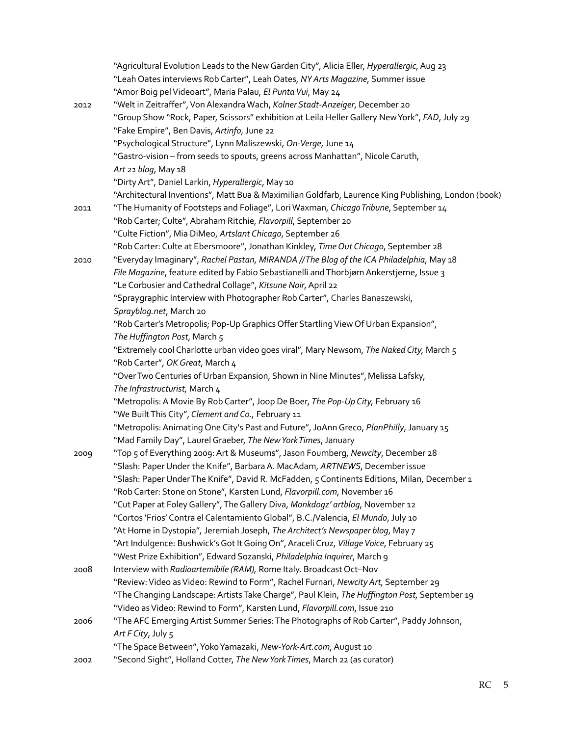"Agricultural Evolution Leads to the New Garden City", Alicia Eller, *Hyperallergic*, Aug 23
"Leah Oates interviews Rob Carter", Leah Oates, *NY Arts Magazine*, Summer issue
"Amor Boig pel Videoart", Maria Palau, *El Punta Vui*, May 24

**2012**
"Welt in Zeitraffer", Von Alexandra Wach, *Kolner Stadt-Anzeiger*, December 20
"Group Show "Rock, Paper, Scissors" exhibition at Leila Heller Gallery New York", *FAD*, July 29
"Fake Empire", Ben Davis, *Artinfo*, June 22
"Psychological Structure", Lynn Maliszewski, *On-Verge*, June 14
"Gastro-vision – from seeds to spouts, greens across Manhattan", Nicole Caruth, *Art 21 blog*, May 18
"Dirty Art", Daniel Larkin, *Hyperallergic*, May 10
"Architectural Inventions", Matt Bua & Maximilian Goldfarb, Laurence King Publishing, London (book)

**2011**
"The Humanity of Footsteps and Foliage", Lori Waxman, *Chicago Tribune*, September 14
"Rob Carter; Culte", Abraham Ritchie, *Flavorpill*, September 20
"Culte Fiction", Mia DiMeo, *Artslant Chicago*, September 26
"Rob Carter: Culte at Ebersmoore", Jonathan Kinkley, *Time Out Chicago*, September 28

**2010**
"Everyday Imaginary", *Rachel Pastan, MIRANDA //The Blog of the ICA Philadelphia*, May 18
*File Magazine*, feature edited by Fabio Sebastianelli and Thorbjørn Ankerstjerne, Issue 3
"Le Corbusier and Cathedral Collage", *Kitsune Noir*, April 22
"Spraygraphic Interview with Photographer Rob Carter", Charles Banaszewski, *Sprayblog.net*, March 20
"Rob Carter's Metropolis; Pop-Up Graphics Offer Startling View Of Urban Expansion", *The Huffington Post*, March 5
"Extremely cool Charlotte urban video goes viral", Mary Newsom, *The Naked City*, March 5
"Rob Carter", *OK Great*, March 4
"Over Two Centuries of Urban Expansion, Shown in Nine Minutes", Melissa Lafsky, *The Infrastructurist*, March 4
"Metropolis: A Movie By Rob Carter", Joop De Boer, *The Pop-Up City*, February 16
"We Built This City", *Clement and Co.*, February 11
"Metropolis: Animating One City's Past and Future", JoAnn Greco, *PlanPhilly*, January 15
"Mad Family Day", Laurel Graeber, *The New York Times*, January

**2009**
"Top 5 of Everything 2009: Art & Museums", Jason Foumberg, *Newcity*, December 28
"Slash: Paper Under the Knife", Barbara A. MacAdam, *ARTNEWS*, December issue
"Slash: Paper Under The Knife", David R. McFadden, 5 Continents Editions, Milan, December 1
"Rob Carter: Stone on Stone", Karsten Lund, *Flavorpill.com*, November 16
"Cut Paper at Foley Gallery", The Gallery Diva, *Monkdogz' artblog*, November 12
"Cortos 'Frios' Contra el Calentamiento Global", B.C./Valencia, *El Mundo*, July 10
"At Home in Dystopia", Jeremiah Joseph, *The Architect's Newspaper blog*, May 7
"Art Indulgence: Bushwick's Got It Going On", Araceli Cruz, *Village Voice*, February 25
"West Prize Exhibition", Edward Sozanski, *Philadelphia Inquirer*, March 9

**2008**
Interview with *Radioartemibile (RAM),* Rome Italy. Broadcast Oct–Nov
"Review: Video as Video: Rewind to Form", Rachel Furnari, *Newcity Art*, September 29
"The Changing Landscape: Artists Take Charge", Paul Klein, *The Huffington Post*, September 19
"Video as Video: Rewind to Form", Karsten Lund, *Flavorpill.com*, Issue 210

**2006**
"The AFC Emerging Artist Summer Series: The Photographs of Rob Carter", Paddy Johnson, *Art F City*, July 5
"The Space Between", Yoko Yamazaki, *New-York-Art.com*, August 10

**2002**
"Second Sight", Holland Cotter, *The New York Times*, March 22 (as curator)